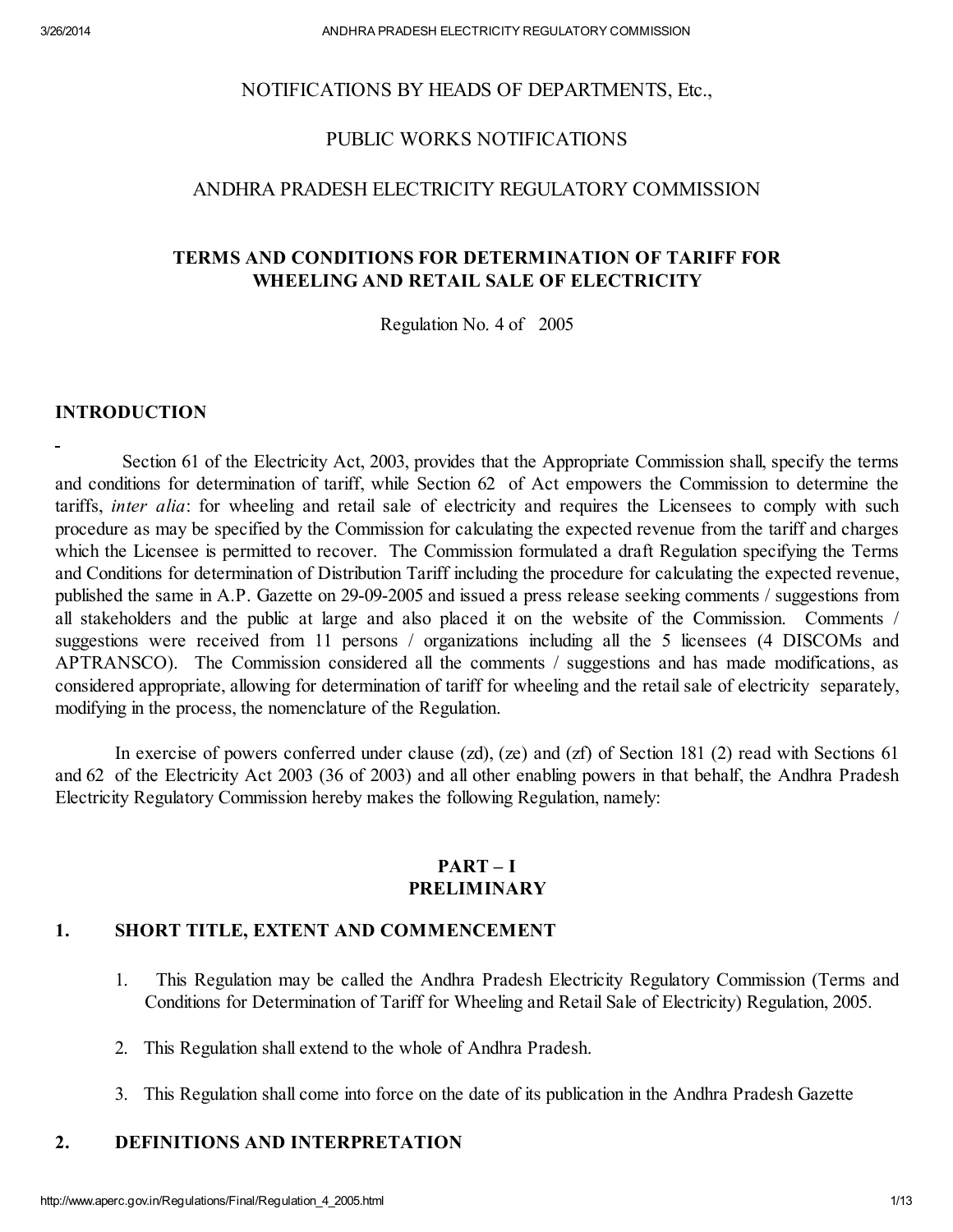NOTIFICATIONS BY HEADS OF DEPARTMENTS, Etc.,

PUBLIC WORKS NOTIFICATIONS

ANDHRA PRADESH ELECTRICITY REGULATORY COMMISSION

# TERMS AND CONDITIONS FOR DETERMINATION OF TARIFF FOR WHEELING AND RETAIL SALE OF ELECTRICITY

Regulation No. 4 of 2005

## INTRODUCTION

Section 61 of the Electricity Act, 2003, provides that the Appropriate Commission shall, specify the terms and conditions for determination of tariff, while Section 62 of Act empowers the Commission to determine the tariffs, *inter alia*: for wheeling and retail sale of electricity and requires the Licensees to comply with such procedure as may be specified by the Commission for calculating the expected revenue from the tariff and charges which the Licensee is permitted to recover. The Commission formulated a draft Regulation specifying the Terms and Conditions for determination of Distribution Tariff including the procedure for calculating the expected revenue, published the same in A.P. Gazette on 29-09-2005 and issued a press release seeking comments / suggestions from all stakeholders and the public at large and also placed it on the website of the Commission. Comments / suggestions were received from 11 persons / organizations including all the 5 licensees (4 DISCOMs and APTRANSCO). The Commission considered all the comments / suggestions and has made modifications, as considered appropriate, allowing for determination of tariff for wheeling and the retail sale of electricity separately, modifying in the process, the nomenclature of the Regulation.

In exercise of powers conferred under clause (zd), (ze) and (zf) of Section 181 (2) read with Sections 61 and 62 of the Electricity Act 2003 (36 of 2003) and all other enabling powers in that behalf, the Andhra Pradesh Electricity Regulatory Commission hereby makes the following Regulation, namely:

## PART – I
## PRELIMINARY

### 1. SHORT TITLE, EXTENT AND COMMENCEMENT

1. This Regulation may be called the Andhra Pradesh Electricity Regulatory Commission (Terms and Conditions for Determination of Tariff for Wheeling and Retail Sale of Electricity) Regulation, 2005.
2. This Regulation shall extend to the whole of Andhra Pradesh.
3. This Regulation shall come into force on the date of its publication in the Andhra Pradesh Gazette

### 2. DEFINITIONS AND INTERPRETATION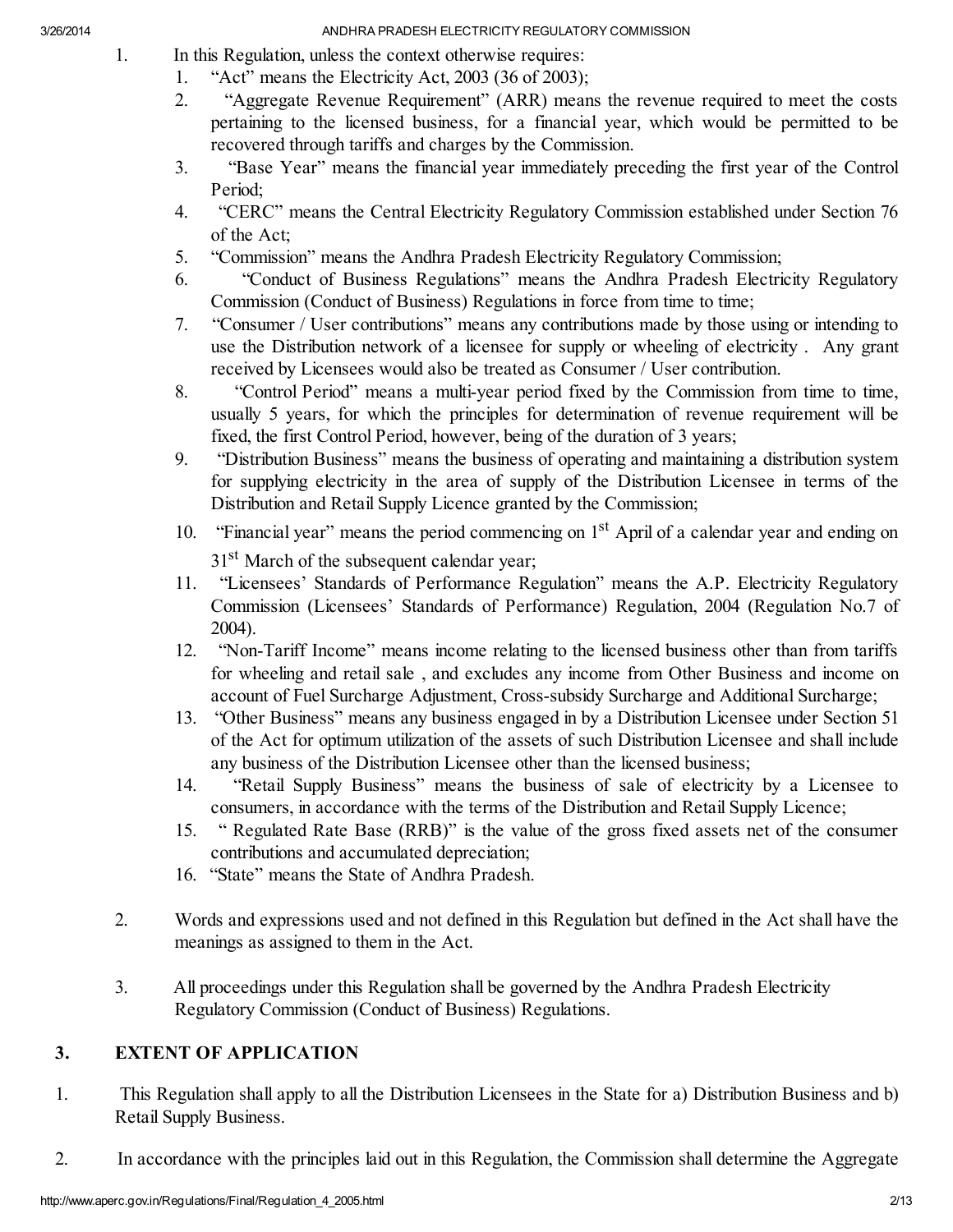1. In this Regulation, unless the context otherwise requires:
   1. "Act" means the Electricity Act, 2003 (36 of 2003);
   2. "Aggregate Revenue Requirement" (ARR) means the revenue required to meet the costs pertaining to the licensed business, for a financial year, which would be permitted to be recovered through tariffs and charges by the Commission.
   3. "Base Year" means the financial year immediately preceding the first year of the Control Period;
   4. "CERC" means the Central Electricity Regulatory Commission established under Section 76 of the Act;
   5. "Commission" means the Andhra Pradesh Electricity Regulatory Commission;
   6. "Conduct of Business Regulations" means the Andhra Pradesh Electricity Regulatory Commission (Conduct of Business) Regulations in force from time to time;
   7. "Consumer / User contributions" means any contributions made by those using or intending to use the Distribution network of a licensee for supply or wheeling of electricity . Any grant received by Licensees would also be treated as Consumer / User contribution.
   8. "Control Period" means a multi-year period fixed by the Commission from time to time, usually 5 years, for which the principles for determination of revenue requirement will be fixed, the first Control Period, however, being of the duration of 3 years;
   9. "Distribution Business" means the business of operating and maintaining a distribution system for supplying electricity in the area of supply of the Distribution Licensee in terms of the Distribution and Retail Supply Licence granted by the Commission;
   10. "Financial year" means the period commencing on 1st April of a calendar year and ending on 31st March of the subsequent calendar year;
   11. "Licensees' Standards of Performance Regulation" means the A.P. Electricity Regulatory Commission (Licensees' Standards of Performance) Regulation, 2004 (Regulation No.7 of 2004).
   12. "Non-Tariff Income" means income relating to the licensed business other than from tariffs for wheeling and retail sale , and excludes any income from Other Business and income on account of Fuel Surcharge Adjustment, Cross-subsidy Surcharge and Additional Surcharge;
   13. "Other Business" means any business engaged in by a Distribution Licensee under Section 51 of the Act for optimum utilization of the assets of such Distribution Licensee and shall include any business of the Distribution Licensee other than the licensed business;
   14. "Retail Supply Business" means the business of sale of electricity by a Licensee to consumers, in accordance with the terms of the Distribution and Retail Supply Licence;
   15. " Regulated Rate Base (RRB)" is the value of the gross fixed assets net of the consumer contributions and accumulated depreciation;
   16. "State" means the State of Andhra Pradesh.

2. Words and expressions used and not defined in this Regulation but defined in the Act shall have the meanings as assigned to them in the Act.

3. All proceedings under this Regulation shall be governed by the Andhra Pradesh Electricity Regulatory Commission (Conduct of Business) Regulations.

## 3. EXTENT OF APPLICATION

1. This Regulation shall apply to all the Distribution Licensees in the State for a) Distribution Business and b) Retail Supply Business.

2. In accordance with the principles laid out in this Regulation, the Commission shall determine the Aggregate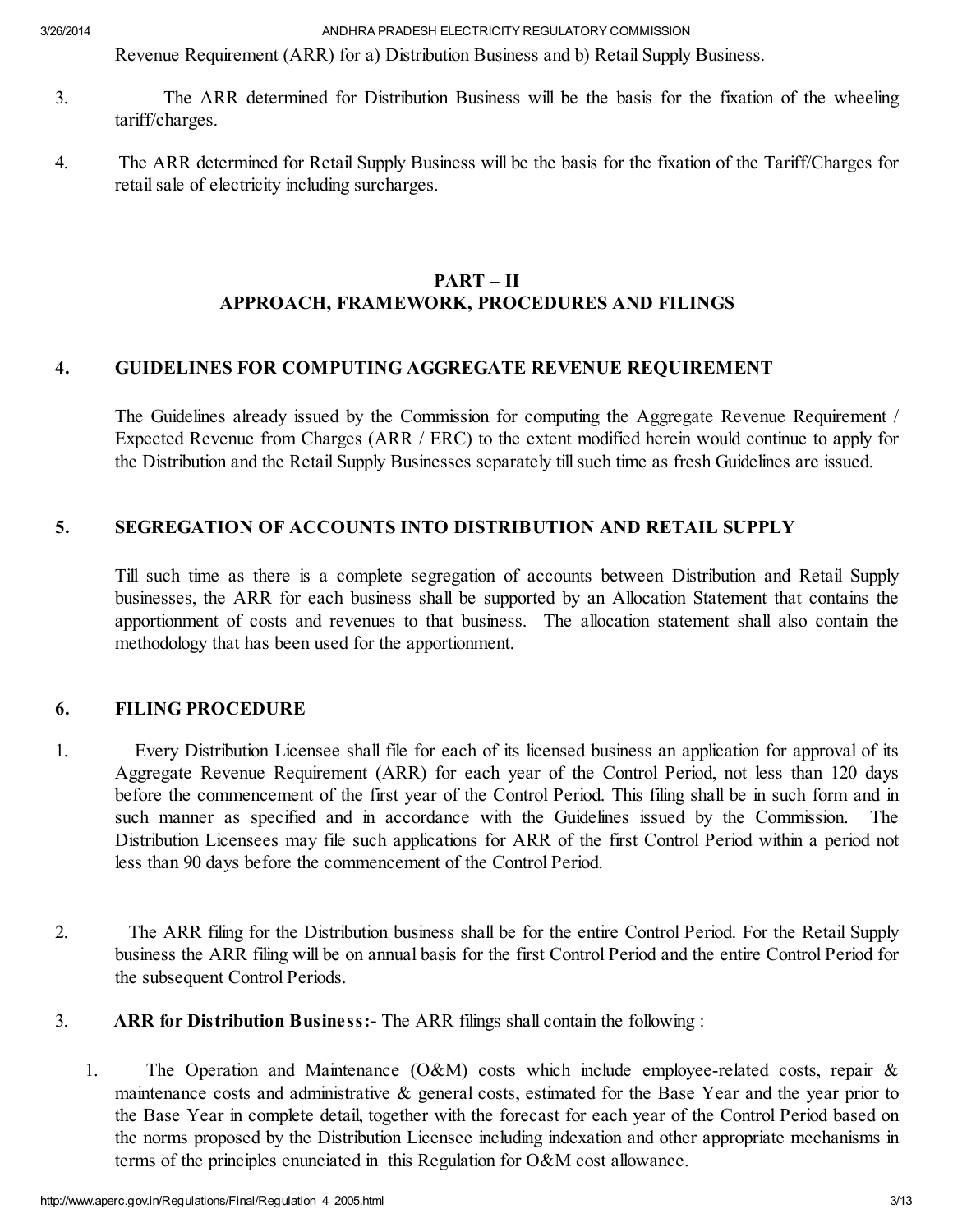Revenue Requirement (ARR) for a) Distribution Business and b) Retail Supply Business.

3. The ARR determined for Distribution Business will be the basis for the fixation of the wheeling tariff/charges.

4. The ARR determined for Retail Supply Business will be the basis for the fixation of the Tariff/Charges for retail sale of electricity including surcharges.

## PART – II
## APPROACH, FRAMEWORK, PROCEDURES AND FILINGS

### 4. GUIDELINES FOR COMPUTING AGGREGATE REVENUE REQUIREMENT

The Guidelines already issued by the Commission for computing the Aggregate Revenue Requirement / Expected Revenue from Charges (ARR / ERC) to the extent modified herein would continue to apply for the Distribution and the Retail Supply Businesses separately till such time as fresh Guidelines are issued.

### 5. SEGREGATION OF ACCOUNTS INTO DISTRIBUTION AND RETAIL SUPPLY

Till such time as there is a complete segregation of accounts between Distribution and Retail Supply businesses, the ARR for each business shall be supported by an Allocation Statement that contains the apportionment of costs and revenues to that business. The allocation statement shall also contain the methodology that has been used for the apportionment.

### 6. FILING PROCEDURE

1. Every Distribution Licensee shall file for each of its licensed business an application for approval of its Aggregate Revenue Requirement (ARR) for each year of the Control Period, not less than 120 days before the commencement of the first year of the Control Period. This filing shall be in such form and in such manner as specified and in accordance with the Guidelines issued by the Commission. The Distribution Licensees may file such applications for ARR of the first Control Period within a period not less than 90 days before the commencement of the Control Period.

2. The ARR filing for the Distribution business shall be for the entire Control Period. For the Retail Supply business the ARR filing will be on annual basis for the first Control Period and the entire Control Period for the subsequent Control Periods.

3. **ARR for Distribution Business:-** The ARR filings shall contain the following :

   1. The Operation and Maintenance (O&M) costs which include employee-related costs, repair & maintenance costs and administrative & general costs, estimated for the Base Year and the year prior to the Base Year in complete detail, together with the forecast for each year of the Control Period based on the norms proposed by the Distribution Licensee including indexation and other appropriate mechanisms in terms of the principles enunciated in this Regulation for O&M cost allowance.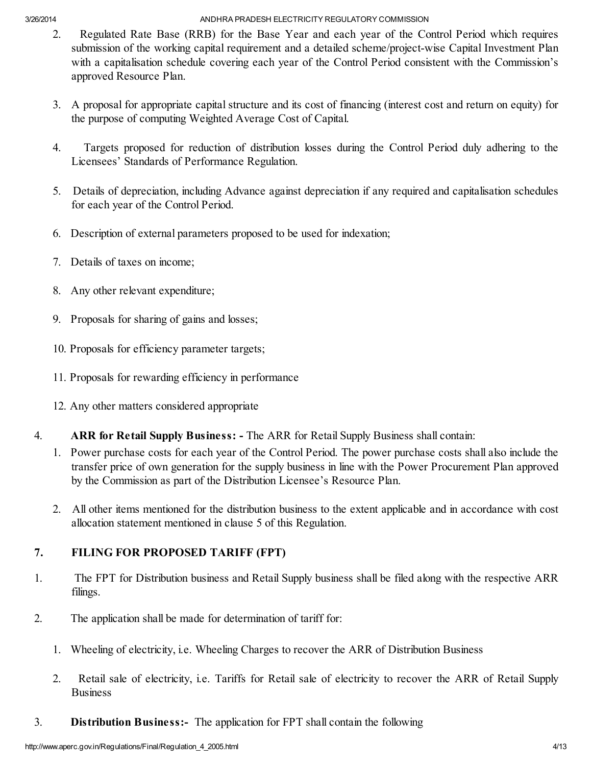2. Regulated Rate Base (RRB) for the Base Year and each year of the Control Period which requires submission of the working capital requirement and a detailed scheme/project-wise Capital Investment Plan with a capitalisation schedule covering each year of the Control Period consistent with the Commission's approved Resource Plan.

3. A proposal for appropriate capital structure and its cost of financing (interest cost and return on equity) for the purpose of computing Weighted Average Cost of Capital.

4. Targets proposed for reduction of distribution losses during the Control Period duly adhering to the Licensees' Standards of Performance Regulation.

5. Details of depreciation, including Advance against depreciation if any required and capitalisation schedules for each year of the Control Period.

6. Description of external parameters proposed to be used for indexation;

7. Details of taxes on income;

8. Any other relevant expenditure;

9. Proposals for sharing of gains and losses;

10. Proposals for efficiency parameter targets;

11. Proposals for rewarding efficiency in performance

12. Any other matters considered appropriate

4. **ARR for Retail Supply Business: -** The ARR for Retail Supply Business shall contain:

   1. Power purchase costs for each year of the Control Period. The power purchase costs shall also include the transfer price of own generation for the supply business in line with the Power Procurement Plan approved by the Commission as part of the Distribution Licensee's Resource Plan.

   2. All other items mentioned for the distribution business to the extent applicable and in accordance with cost allocation statement mentioned in clause 5 of this Regulation.

## 7. FILING FOR PROPOSED TARIFF (FPT)

1. The FPT for Distribution business and Retail Supply business shall be filed along with the respective ARR filings.

2. The application shall be made for determination of tariff for:

   1. Wheeling of electricity, i.e. Wheeling Charges to recover the ARR of Distribution Business

   2. Retail sale of electricity, i.e. Tariffs for Retail sale of electricity to recover the ARR of Retail Supply Business

3. **Distribution Business:-** The application for FPT shall contain the following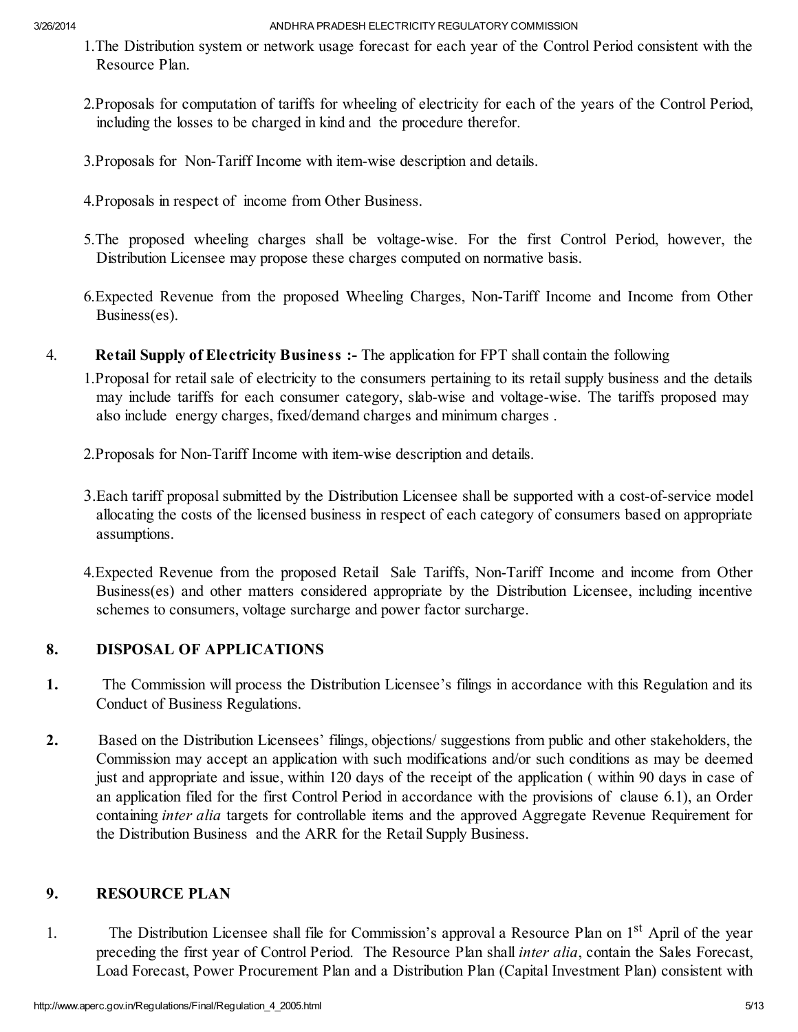1. The Distribution system or network usage forecast for each year of the Control Period consistent with the Resource Plan.

2. Proposals for computation of tariffs for wheeling of electricity for each of the years of the Control Period, including the losses to be charged in kind and the procedure therefor.

3. Proposals for Non-Tariff Income with item-wise description and details.

4. Proposals in respect of income from Other Business.

5. The proposed wheeling charges shall be voltage-wise. For the first Control Period, however, the Distribution Licensee may propose these charges computed on normative basis.

6. Expected Revenue from the proposed Wheeling Charges, Non-Tariff Income and Income from Other Business(es).

4. **Retail Supply of Electricity Business :-** The application for FPT shall contain the following

   1. Proposal for retail sale of electricity to the consumers pertaining to its retail supply business and the details may include tariffs for each consumer category, slab-wise and voltage-wise. The tariffs proposed may also include energy charges, fixed/demand charges and minimum charges .

   2. Proposals for Non-Tariff Income with item-wise description and details.

   3. Each tariff proposal submitted by the Distribution Licensee shall be supported with a cost-of-service model allocating the costs of the licensed business in respect of each category of consumers based on appropriate assumptions.

   4. Expected Revenue from the proposed Retail Sale Tariffs, Non-Tariff Income and income from Other Business(es) and other matters considered appropriate by the Distribution Licensee, including incentive schemes to consumers, voltage surcharge and power factor surcharge.

## 8. DISPOSAL OF APPLICATIONS

**1.** The Commission will process the Distribution Licensee's filings in accordance with this Regulation and its Conduct of Business Regulations.

**2.** Based on the Distribution Licensees' filings, objections/ suggestions from public and other stakeholders, the Commission may accept an application with such modifications and/or such conditions as may be deemed just and appropriate and issue, within 120 days of the receipt of the application ( within 90 days in case of an application filed for the first Control Period in accordance with the provisions of clause 6.1), an Order containing *inter alia* targets for controllable items and the approved Aggregate Revenue Requirement for the Distribution Business and the ARR for the Retail Supply Business.

## 9. RESOURCE PLAN

1. The Distribution Licensee shall file for Commission's approval a Resource Plan on 1st April of the year preceding the first year of Control Period. The Resource Plan shall *inter alia*, contain the Sales Forecast, Load Forecast, Power Procurement Plan and a Distribution Plan (Capital Investment Plan) consistent with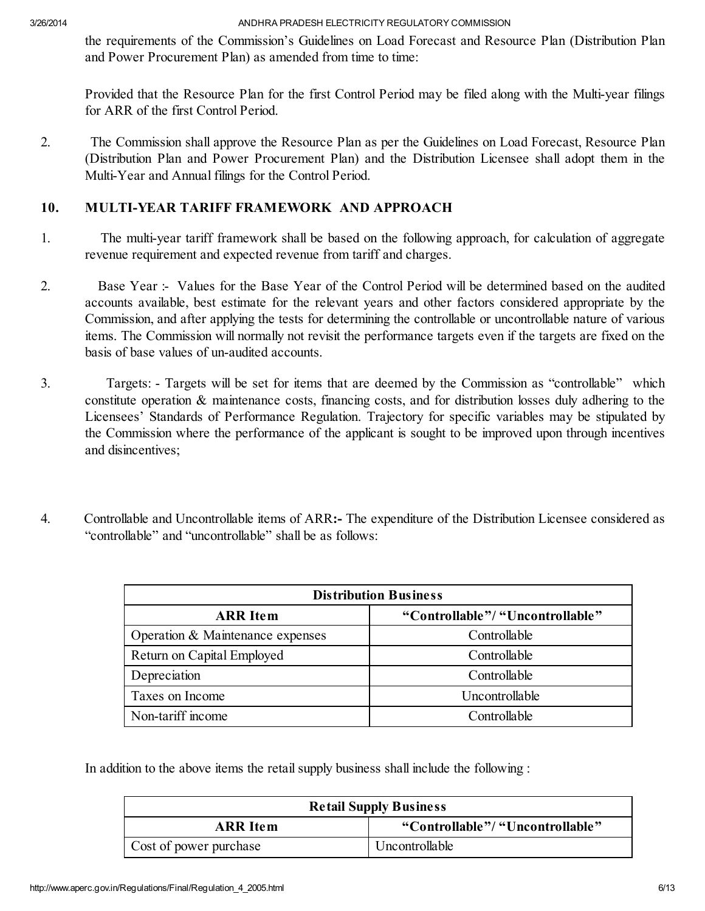the requirements of the Commission's Guidelines on Load Forecast and Resource Plan (Distribution Plan and Power Procurement Plan) as amended from time to time:

Provided that the Resource Plan for the first Control Period may be filed along with the Multi-year filings for ARR of the first Control Period.

2. The Commission shall approve the Resource Plan as per the Guidelines on Load Forecast, Resource Plan (Distribution Plan and Power Procurement Plan) and the Distribution Licensee shall adopt them in the Multi-Year and Annual filings for the Control Period.

## 10. MULTI-YEAR TARIFF FRAMEWORK AND APPROACH

1. The multi-year tariff framework shall be based on the following approach, for calculation of aggregate revenue requirement and expected revenue from tariff and charges.

2. Base Year :- Values for the Base Year of the Control Period will be determined based on the audited accounts available, best estimate for the relevant years and other factors considered appropriate by the Commission, and after applying the tests for determining the controllable or uncontrollable nature of various items. The Commission will normally not revisit the performance targets even if the targets are fixed on the basis of base values of un-audited accounts.

3. Targets: - Targets will be set for items that are deemed by the Commission as "controllable" which constitute operation & maintenance costs, financing costs, and for distribution losses duly adhering to the Licensees' Standards of Performance Regulation. Trajectory for specific variables may be stipulated by the Commission where the performance of the applicant is sought to be improved upon through incentives and disincentives;

4. Controllable and Uncontrollable items of ARR**:-** The expenditure of the Distribution Licensee considered as "controllable" and "uncontrollable" shall be as follows:

| **Distribution Business** | |
|---|---|
| **ARR Item** | **"Controllable"/ "Uncontrollable"** |
| Operation & Maintenance expenses | Controllable |
| Return on Capital Employed | Controllable |
| Depreciation | Controllable |
| Taxes on Income | Uncontrollable |
| Non-tariff income | Controllable |

In addition to the above items the retail supply business shall include the following :

| **Retail Supply Business** | |
|---|---|
| **ARR Item** | **"Controllable"/ "Uncontrollable"** |
| Cost of power purchase | Uncontrollable |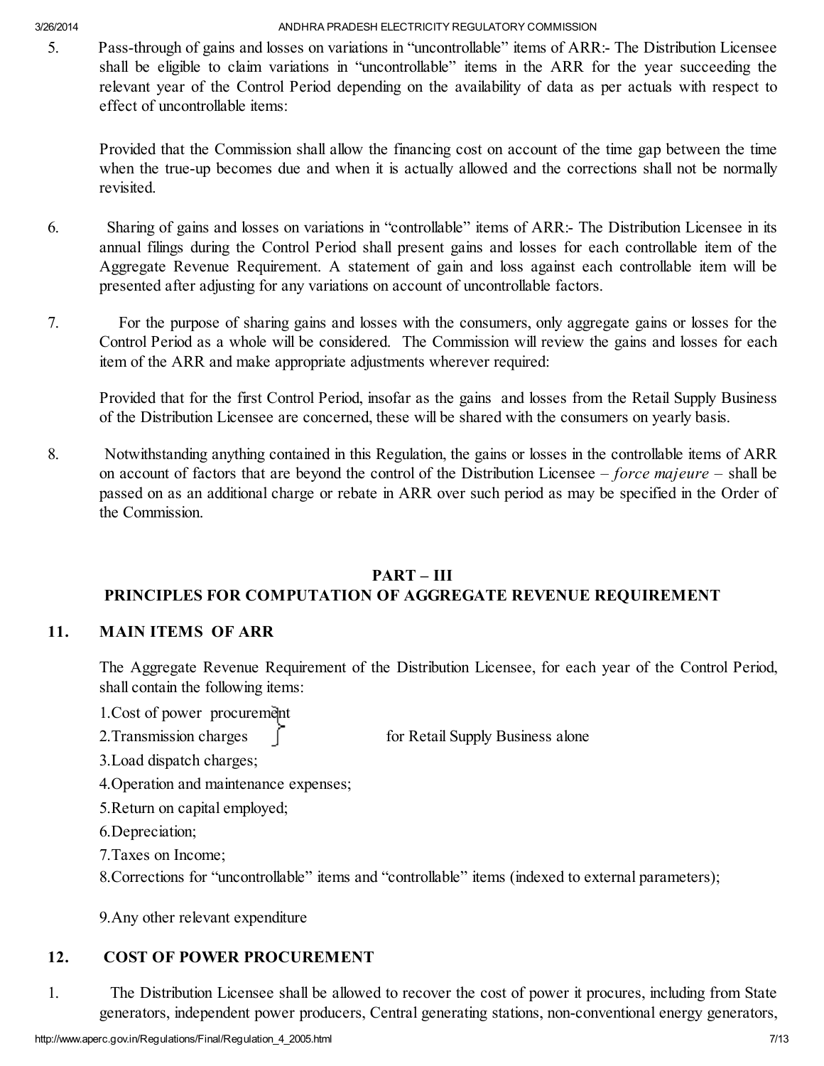5. Pass-through of gains and losses on variations in "uncontrollable" items of ARR:- The Distribution Licensee shall be eligible to claim variations in "uncontrollable" items in the ARR for the year succeeding the relevant year of the Control Period depending on the availability of data as per actuals with respect to effect of uncontrollable items:

   Provided that the Commission shall allow the financing cost on account of the time gap between the time when the true-up becomes due and when it is actually allowed and the corrections shall not be normally revisited.

6. Sharing of gains and losses on variations in "controllable" items of ARR:- The Distribution Licensee in its annual filings during the Control Period shall present gains and losses for each controllable item of the Aggregate Revenue Requirement. A statement of gain and loss against each controllable item will be presented after adjusting for any variations on account of uncontrollable factors.

7. For the purpose of sharing gains and losses with the consumers, only aggregate gains or losses for the Control Period as a whole will be considered. The Commission will review the gains and losses for each item of the ARR and make appropriate adjustments wherever required:

   Provided that for the first Control Period, insofar as the gains and losses from the Retail Supply Business of the Distribution Licensee are concerned, these will be shared with the consumers on yearly basis.

8. Notwithstanding anything contained in this Regulation, the gains or losses in the controllable items of ARR on account of factors that are beyond the control of the Distribution Licensee – *force majeure* – shall be passed on as an additional charge or rebate in ARR over such period as may be specified in the Order of the Commission.

## PART – III
## PRINCIPLES FOR COMPUTATION OF AGGREGATE REVENUE REQUIREMENT

### 11. MAIN ITEMS OF ARR

The Aggregate Revenue Requirement of the Distribution Licensee, for each year of the Control Period, shall contain the following items:

1.Cost of power procurement } for Retail Supply Business alone
2.Transmission charges }
3.Load dispatch charges;
4.Operation and maintenance expenses;
5.Return on capital employed;
6.Depreciation;
7.Taxes on Income;
8.Corrections for "uncontrollable" items and "controllable" items (indexed to external parameters);
9.Any other relevant expenditure

### 12. COST OF POWER PROCUREMENT

1. The Distribution Licensee shall be allowed to recover the cost of power it procures, including from State generators, independent power producers, Central generating stations, non-conventional energy generators,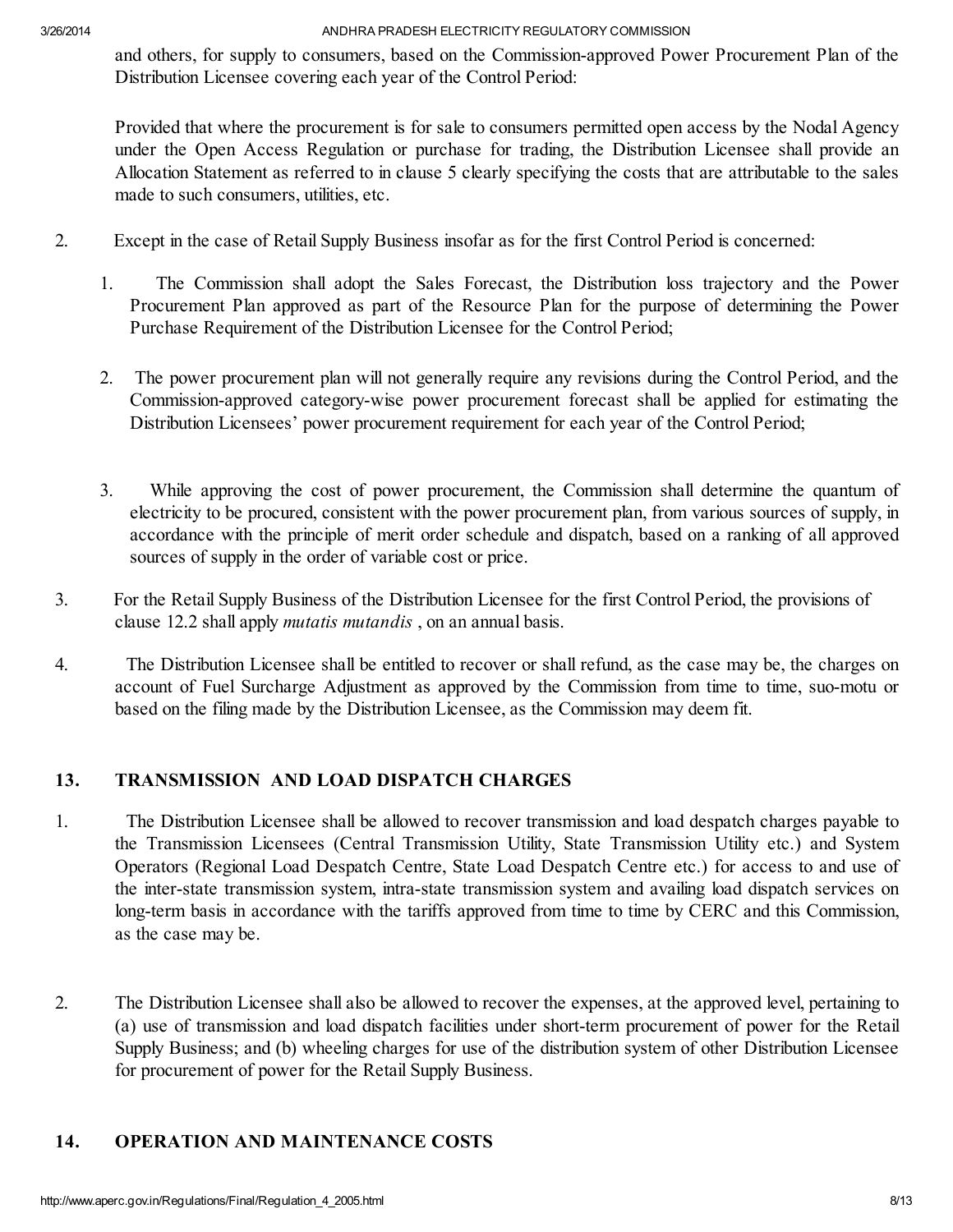and others, for supply to consumers, based on the Commission-approved Power Procurement Plan of the Distribution Licensee covering each year of the Control Period:

Provided that where the procurement is for sale to consumers permitted open access by the Nodal Agency under the Open Access Regulation or purchase for trading, the Distribution Licensee shall provide an Allocation Statement as referred to in clause 5 clearly specifying the costs that are attributable to the sales made to such consumers, utilities, etc.

2. Except in the case of Retail Supply Business insofar as for the first Control Period is concerned:

   1. The Commission shall adopt the Sales Forecast, the Distribution loss trajectory and the Power Procurement Plan approved as part of the Resource Plan for the purpose of determining the Power Purchase Requirement of the Distribution Licensee for the Control Period;

   2. The power procurement plan will not generally require any revisions during the Control Period, and the Commission-approved category-wise power procurement forecast shall be applied for estimating the Distribution Licensees' power procurement requirement for each year of the Control Period;

   3. While approving the cost of power procurement, the Commission shall determine the quantum of electricity to be procured, consistent with the power procurement plan, from various sources of supply, in accordance with the principle of merit order schedule and dispatch, based on a ranking of all approved sources of supply in the order of variable cost or price.

3. For the Retail Supply Business of the Distribution Licensee for the first Control Period, the provisions of clause 12.2 shall apply *mutatis mutandis* , on an annual basis.

4. The Distribution Licensee shall be entitled to recover or shall refund, as the case may be, the charges on account of Fuel Surcharge Adjustment as approved by the Commission from time to time, suo-motu or based on the filing made by the Distribution Licensee, as the Commission may deem fit.

## 13. TRANSMISSION AND LOAD DISPATCH CHARGES

1. The Distribution Licensee shall be allowed to recover transmission and load despatch charges payable to the Transmission Licensees (Central Transmission Utility, State Transmission Utility etc.) and System Operators (Regional Load Despatch Centre, State Load Despatch Centre etc.) for access to and use of the inter-state transmission system, intra-state transmission system and availing load dispatch services on long-term basis in accordance with the tariffs approved from time to time by CERC and this Commission, as the case may be.

2. The Distribution Licensee shall also be allowed to recover the expenses, at the approved level, pertaining to (a) use of transmission and load dispatch facilities under short-term procurement of power for the Retail Supply Business; and (b) wheeling charges for use of the distribution system of other Distribution Licensee for procurement of power for the Retail Supply Business.

## 14. OPERATION AND MAINTENANCE COSTS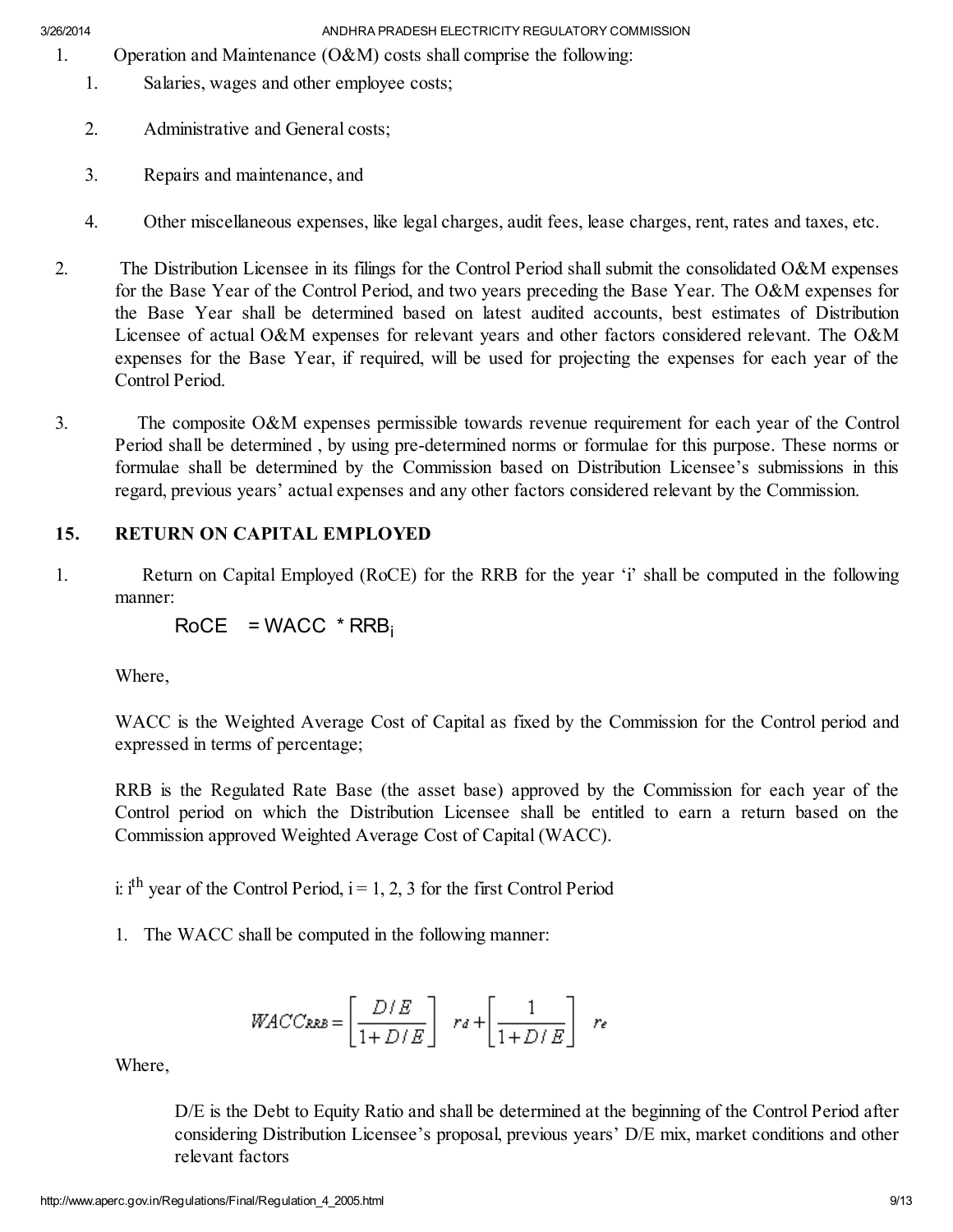1. Operation and Maintenance (O&M) costs shall comprise the following:
    1. Salaries, wages and other employee costs;
    2. Administrative and General costs;
    3. Repairs and maintenance, and
    4. Other miscellaneous expenses, like legal charges, audit fees, lease charges, rent, rates and taxes, etc.
2. The Distribution Licensee in its filings for the Control Period shall submit the consolidated O&M expenses for the Base Year of the Control Period, and two years preceding the Base Year. The O&M expenses for the Base Year shall be determined based on latest audited accounts, best estimates of Distribution Licensee of actual O&M expenses for relevant years and other factors considered relevant. The O&M expenses for the Base Year, if required, will be used for projecting the expenses for each year of the Control Period.
3. The composite O&M expenses permissible towards revenue requirement for each year of the Control Period shall be determined , by using pre-determined norms or formulae for this purpose. These norms or formulae shall be determined by the Commission based on Distribution Licensee's submissions in this regard, previous years' actual expenses and any other factors considered relevant by the Commission.

## 15. RETURN ON CAPITAL EMPLOYED

1. Return on Capital Employed (RoCE) for the RRB for the year 'i' shall be computed in the following manner:

$$RoCE = WACC * RRB_i$$

Where,

WACC is the Weighted Average Cost of Capital as fixed by the Commission for the Control period and expressed in terms of percentage;

RRB is the Regulated Rate Base (the asset base) approved by the Commission for each year of the Control period on which the Distribution Licensee shall be entitled to earn a return based on the Commission approved Weighted Average Cost of Capital (WACC).

i: $i^{th}$ year of the Control Period, i = 1, 2, 3 for the first Control Period

1. The WACC shall be computed in the following manner:

$$WACC_{RRB} = \left[\frac{D/E}{1+D/E}\right] r_d + \left[\frac{1}{1+D/E}\right] r_e$$

Where,

D/E is the Debt to Equity Ratio and shall be determined at the beginning of the Control Period after considering Distribution Licensee's proposal, previous years' D/E mix, market conditions and other relevant factors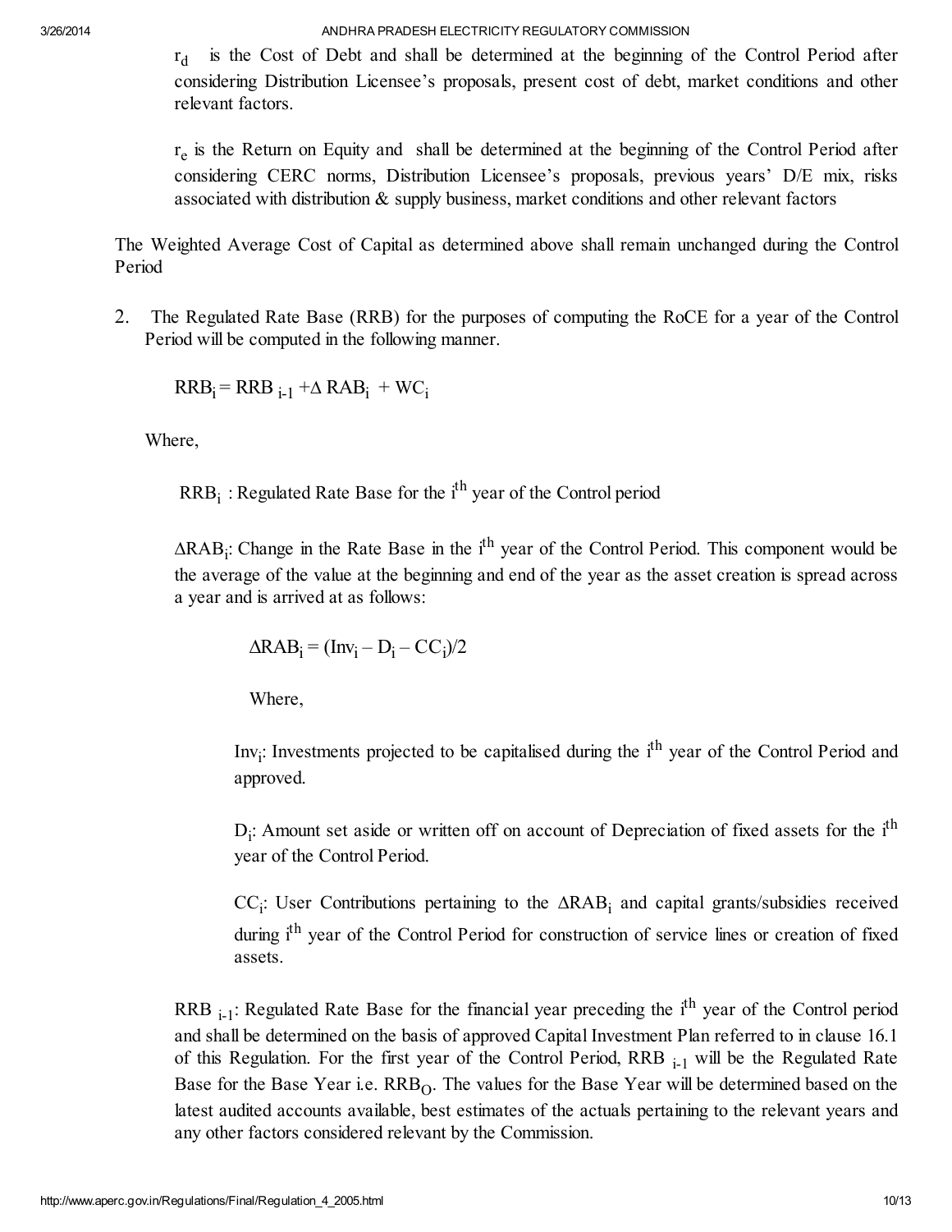$r_d$ is the Cost of Debt and shall be determined at the beginning of the Control Period after considering Distribution Licensee's proposals, present cost of debt, market conditions and other relevant factors.

$r_e$ is the Return on Equity and shall be determined at the beginning of the Control Period after considering CERC norms, Distribution Licensee's proposals, previous years' D/E mix, risks associated with distribution & supply business, market conditions and other relevant factors

The Weighted Average Cost of Capital as determined above shall remain unchanged during the Control Period

2. The Regulated Rate Base (RRB) for the purposes of computing the RoCE for a year of the Control Period will be computed in the following manner.

$$RRB_i = RRB_{i-1} + \Delta RAB_i + WC_i$$

Where,

$RRB_i$ : Regulated Rate Base for the $i^{th}$ year of the Control period

$\Delta RAB_i$: Change in the Rate Base in the $i^{th}$ year of the Control Period. This component would be the average of the value at the beginning and end of the year as the asset creation is spread across a year and is arrived at as follows:

$$\Delta RAB_i = (Inv_i - D_i - CC_i)/2$$

Where,

$Inv_i$: Investments projected to be capitalised during the $i^{th}$ year of the Control Period and approved.

$D_i$: Amount set aside or written off on account of Depreciation of fixed assets for the $i^{th}$ year of the Control Period.

$CC_i$: User Contributions pertaining to the $\Delta RAB_i$ and capital grants/subsidies received during $i^{th}$ year of the Control Period for construction of service lines or creation of fixed assets.

$RRB_{i-1}$: Regulated Rate Base for the financial year preceding the $i^{th}$ year of the Control period and shall be determined on the basis of approved Capital Investment Plan referred to in clause 16.1 of this Regulation. For the first year of the Control Period, $RRB_{i-1}$ will be the Regulated Rate Base for the Base Year i.e. $RRB_O$. The values for the Base Year will be determined based on the latest audited accounts available, best estimates of the actuals pertaining to the relevant years and any other factors considered relevant by the Commission.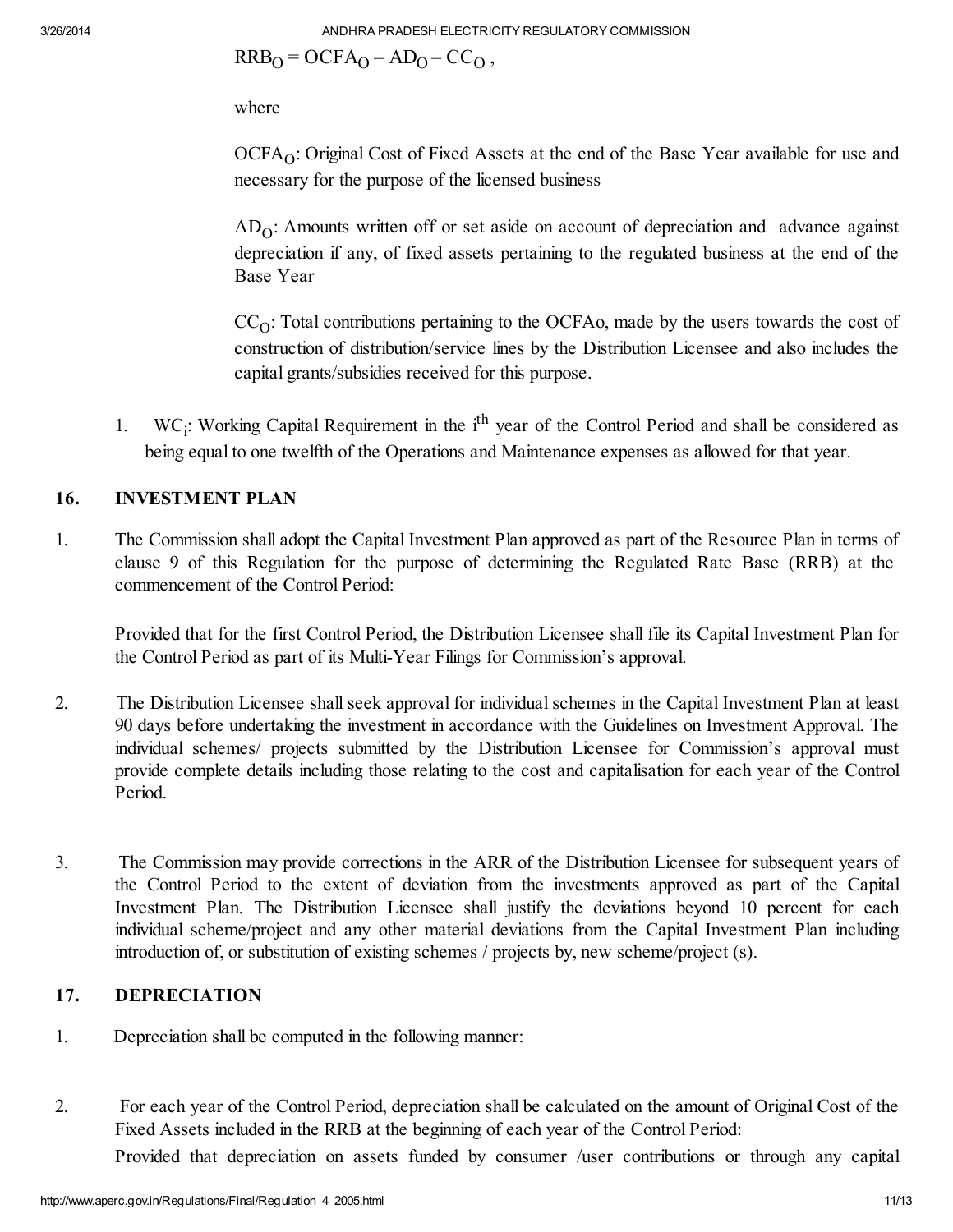$$RRB_O = OCFA_O - AD_O - CC_O,$$

where

$OCFA_O$: Original Cost of Fixed Assets at the end of the Base Year available for use and necessary for the purpose of the licensed business

$AD_O$: Amounts written off or set aside on account of depreciation and advance against depreciation if any, of fixed assets pertaining to the regulated business at the end of the Base Year

$CC_O$: Total contributions pertaining to the OCFAo, made by the users towards the cost of construction of distribution/service lines by the Distribution Licensee and also includes the capital grants/subsidies received for this purpose.

1. $WC_i$: Working Capital Requirement in the $i^{th}$ year of the Control Period and shall be considered as being equal to one twelfth of the Operations and Maintenance expenses as allowed for that year.

## 16. INVESTMENT PLAN

1. The Commission shall adopt the Capital Investment Plan approved as part of the Resource Plan in terms of clause 9 of this Regulation for the purpose of determining the Regulated Rate Base (RRB) at the commencement of the Control Period:

   Provided that for the first Control Period, the Distribution Licensee shall file its Capital Investment Plan for the Control Period as part of its Multi-Year Filings for Commission's approval.

2. The Distribution Licensee shall seek approval for individual schemes in the Capital Investment Plan at least 90 days before undertaking the investment in accordance with the Guidelines on Investment Approval. The individual schemes/ projects submitted by the Distribution Licensee for Commission's approval must provide complete details including those relating to the cost and capitalisation for each year of the Control Period.

3. The Commission may provide corrections in the ARR of the Distribution Licensee for subsequent years of the Control Period to the extent of deviation from the investments approved as part of the Capital Investment Plan. The Distribution Licensee shall justify the deviations beyond 10 percent for each individual scheme/project and any other material deviations from the Capital Investment Plan including introduction of, or substitution of existing schemes / projects by, new scheme/project (s).

## 17. DEPRECIATION

1. Depreciation shall be computed in the following manner:

2. For each year of the Control Period, depreciation shall be calculated on the amount of Original Cost of the Fixed Assets included in the RRB at the beginning of each year of the Control Period:

   Provided that depreciation on assets funded by consumer /user contributions or through any capital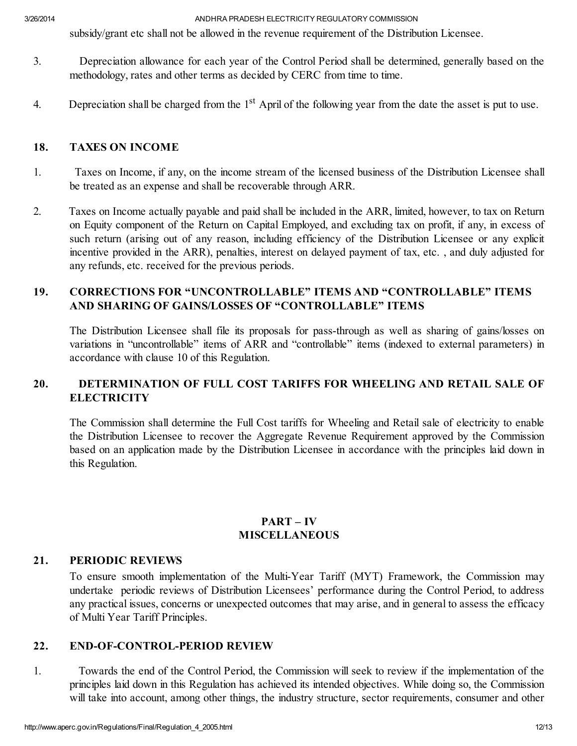subsidy/grant etc shall not be allowed in the revenue requirement of the Distribution Licensee.

3. Depreciation allowance for each year of the Control Period shall be determined, generally based on the methodology, rates and other terms as decided by CERC from time to time.

4. Depreciation shall be charged from the 1st April of the following year from the date the asset is put to use.

## 18. TAXES ON INCOME

1. Taxes on Income, if any, on the income stream of the licensed business of the Distribution Licensee shall be treated as an expense and shall be recoverable through ARR.

2. Taxes on Income actually payable and paid shall be included in the ARR, limited, however, to tax on Return on Equity component of the Return on Capital Employed, and excluding tax on profit, if any, in excess of such return (arising out of any reason, including efficiency of the Distribution Licensee or any explicit incentive provided in the ARR), penalties, interest on delayed payment of tax, etc. , and duly adjusted for any refunds, etc. received for the previous periods.

## 19. CORRECTIONS FOR "UNCONTROLLABLE" ITEMS AND "CONTROLLABLE" ITEMS AND SHARING OF GAINS/LOSSES OF "CONTROLLABLE" ITEMS

The Distribution Licensee shall file its proposals for pass-through as well as sharing of gains/losses on variations in "uncontrollable" items of ARR and "controllable" items (indexed to external parameters) in accordance with clause 10 of this Regulation.

## 20. DETERMINATION OF FULL COST TARIFFS FOR WHEELING AND RETAIL SALE OF ELECTRICITY

The Commission shall determine the Full Cost tariffs for Wheeling and Retail sale of electricity to enable the Distribution Licensee to recover the Aggregate Revenue Requirement approved by the Commission based on an application made by the Distribution Licensee in accordance with the principles laid down in this Regulation.

# PART – IV
# MISCELLANEOUS

## 21. PERIODIC REVIEWS

To ensure smooth implementation of the Multi-Year Tariff (MYT) Framework, the Commission may undertake periodic reviews of Distribution Licensees' performance during the Control Period, to address any practical issues, concerns or unexpected outcomes that may arise, and in general to assess the efficacy of Multi Year Tariff Principles.

## 22. END-OF-CONTROL-PERIOD REVIEW

1. Towards the end of the Control Period, the Commission will seek to review if the implementation of the principles laid down in this Regulation has achieved its intended objectives. While doing so, the Commission will take into account, among other things, the industry structure, sector requirements, consumer and other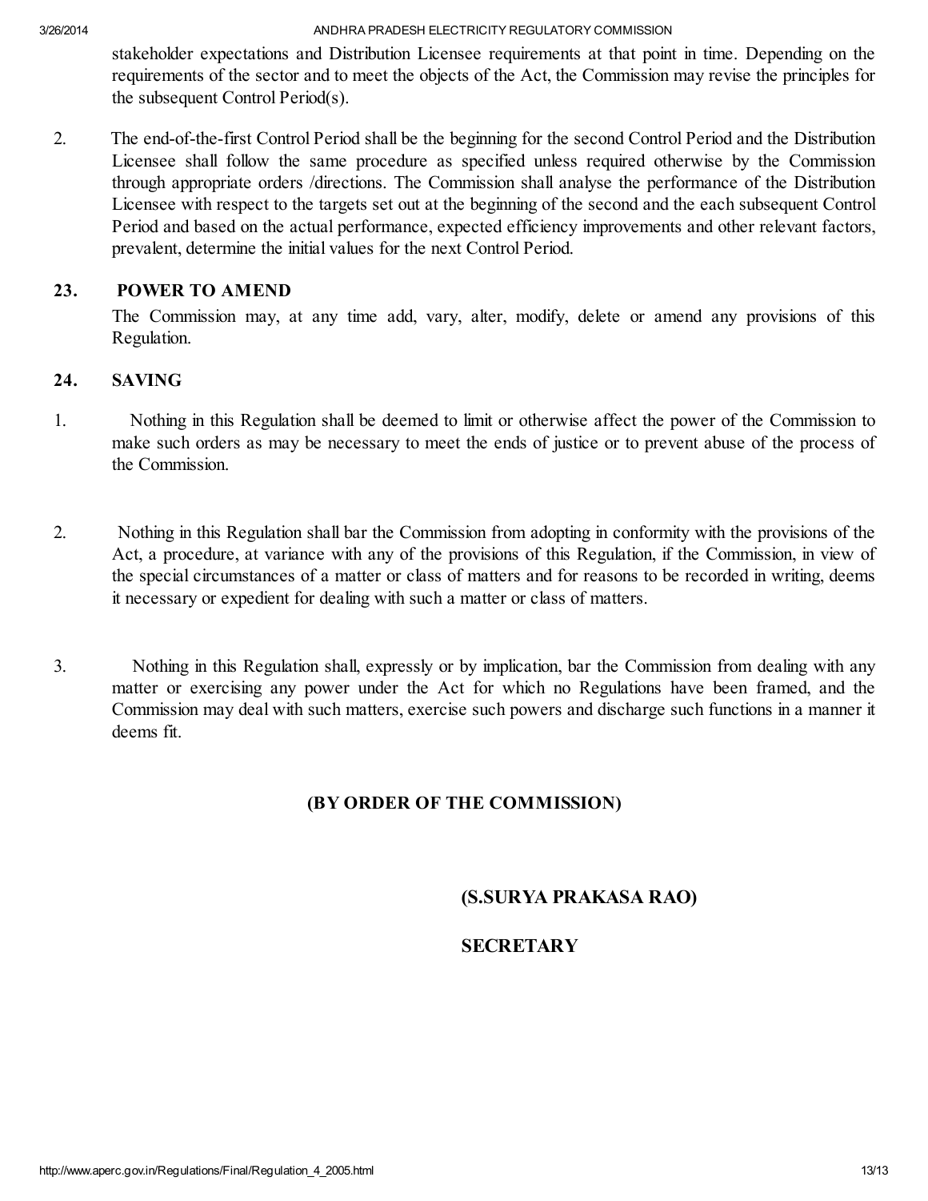stakeholder expectations and Distribution Licensee requirements at that point in time. Depending on the requirements of the sector and to meet the objects of the Act, the Commission may revise the principles for the subsequent Control Period(s).

2. The end-of-the-first Control Period shall be the beginning for the second Control Period and the Distribution Licensee shall follow the same procedure as specified unless required otherwise by the Commission through appropriate orders /directions. The Commission shall analyse the performance of the Distribution Licensee with respect to the targets set out at the beginning of the second and the each subsequent Control Period and based on the actual performance, expected efficiency improvements and other relevant factors, prevalent, determine the initial values for the next Control Period.

## 23. POWER TO AMEND

The Commission may, at any time add, vary, alter, modify, delete or amend any provisions of this Regulation.

## 24. SAVING

1. Nothing in this Regulation shall be deemed to limit or otherwise affect the power of the Commission to make such orders as may be necessary to meet the ends of justice or to prevent abuse of the process of the Commission.

2. Nothing in this Regulation shall bar the Commission from adopting in conformity with the provisions of the Act, a procedure, at variance with any of the provisions of this Regulation, if the Commission, in view of the special circumstances of a matter or class of matters and for reasons to be recorded in writing, deems it necessary or expedient for dealing with such a matter or class of matters.

3. Nothing in this Regulation shall, expressly or by implication, bar the Commission from dealing with any matter or exercising any power under the Act for which no Regulations have been framed, and the Commission may deal with such matters, exercise such powers and discharge such functions in a manner it deems fit.

**(BY ORDER OF THE COMMISSION)**

**(S.SURYA PRAKASA RAO)**

**SECRETARY**